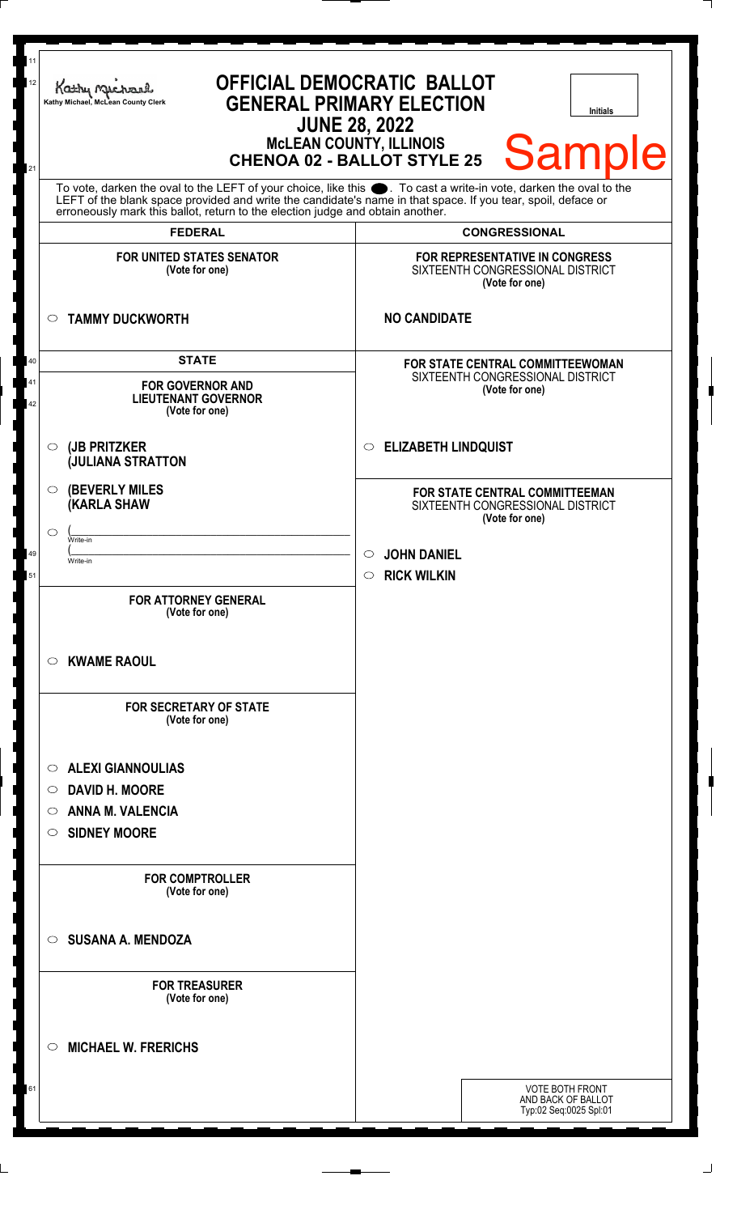Kathy Michael, McLean County Clerk

# OFFICIAL DEMOCRATIC BALLOT
## GENERAL PRIMARY ELECTION
## JUNE 28, 2022
### McLEAN COUNTY, ILLINOIS
### CHENOA 02 - BALLOT STYLE 25

Initials

Sample

To vote, darken the oval to the LEFT of your choice, like this ●. To cast a write-in vote, darken the oval to the LEFT of the blank space provided and write the candidate's name in that space. If you tear, spoil, deface or erroneously mark this ballot, return to the election judge and obtain another.

## FEDERAL

**FOR UNITED STATES SENATOR**
(Vote for one)

○ **TAMMY DUCKWORTH**

## STATE

**FOR GOVERNOR AND LIEUTENANT GOVERNOR**
(Vote for one)

○ **(JB PRITZKER**
**(JULIANA STRATTON**

○ **(BEVERLY MILES**
**(KARLA SHAW**

○ (\_\_\_\_\_\_\_\_\_\_\_\_\_\_\_\_\_\_\_\_
Write-in
(\_\_\_\_\_\_\_\_\_\_\_\_\_\_\_\_\_\_\_\_
Write-in

**FOR ATTORNEY GENERAL**
(Vote for one)

○ **KWAME RAOUL**

**FOR SECRETARY OF STATE**
(Vote for one)

○ **ALEXI GIANNOULIAS**
○ **DAVID H. MOORE**
○ **ANNA M. VALENCIA**
○ **SIDNEY MOORE**

**FOR COMPTROLLER**
(Vote for one)

○ **SUSANA A. MENDOZA**

**FOR TREASURER**
(Vote for one)

○ **MICHAEL W. FRERICHS**

## CONGRESSIONAL

**FOR REPRESENTATIVE IN CONGRESS**
SIXTEENTH CONGRESSIONAL DISTRICT
(Vote for one)

**NO CANDIDATE**

**FOR STATE CENTRAL COMMITTEEWOMAN**
SIXTEENTH CONGRESSIONAL DISTRICT
(Vote for one)

○ **ELIZABETH LINDQUIST**

**FOR STATE CENTRAL COMMITTEEMAN**
SIXTEENTH CONGRESSIONAL DISTRICT
(Vote for one)

○ **JOHN DANIEL**
○ **RICK WILKIN**

VOTE BOTH FRONT AND BACK OF BALLOT
Typ:02 Seq:0025 Spl:01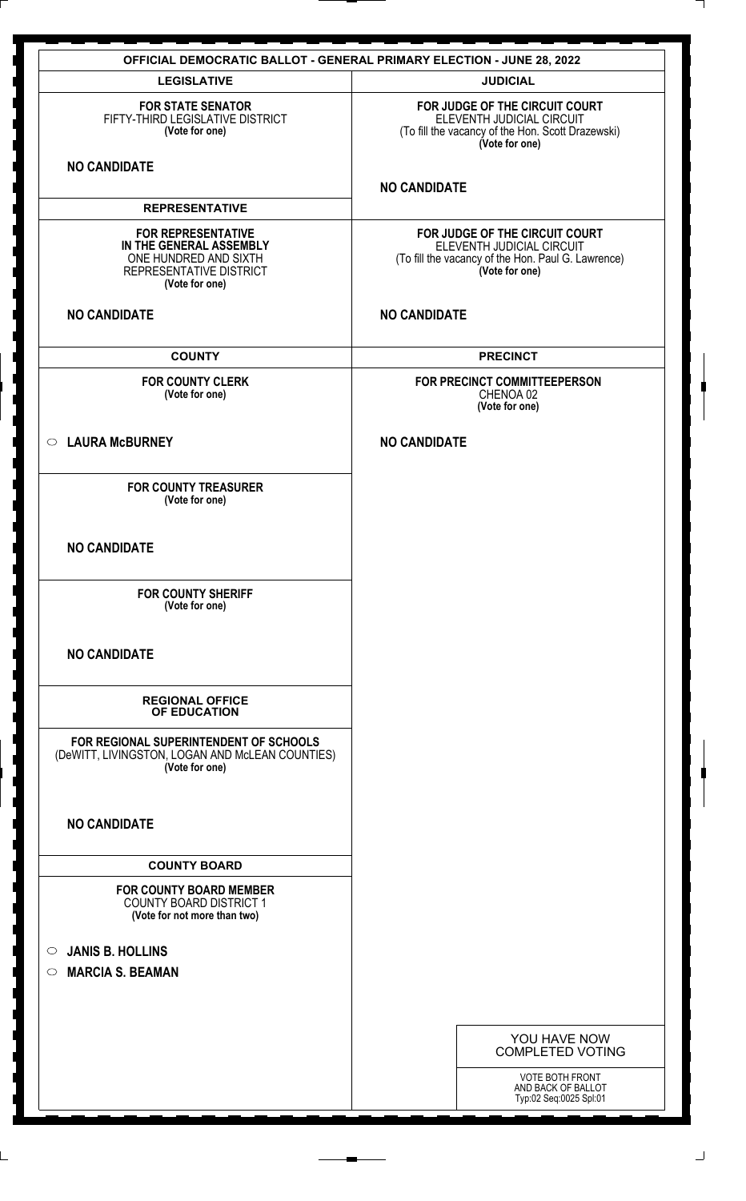# OFFICIAL DEMOCRATIC BALLOT - GENERAL PRIMARY ELECTION - JUNE 28, 2022

## LEGISLATIVE

**FOR STATE SENATOR**
FIFTY-THIRD LEGISLATIVE DISTRICT
**(Vote for one)**

**NO CANDIDATE**

## REPRESENTATIVE

**FOR REPRESENTATIVE IN THE GENERAL ASSEMBLY**
ONE HUNDRED AND SIXTH
REPRESENTATIVE DISTRICT
**(Vote for one)**

**NO CANDIDATE**

## COUNTY

**FOR COUNTY CLERK**
**(Vote for one)**

- ○ **LAURA McBURNEY**

**FOR COUNTY TREASURER**
**(Vote for one)**

**NO CANDIDATE**

**FOR COUNTY SHERIFF**
**(Vote for one)**

**NO CANDIDATE**

## REGIONAL OFFICE OF EDUCATION

**FOR REGIONAL SUPERINTENDENT OF SCHOOLS**
(DeWITT, LIVINGSTON, LOGAN AND McLEAN COUNTIES)
**(Vote for one)**

**NO CANDIDATE**

## COUNTY BOARD

**FOR COUNTY BOARD MEMBER**
COUNTY BOARD DISTRICT 1
**(Vote for not more than two)**

- ○ **JANIS B. HOLLINS**
- ○ **MARCIA S. BEAMAN**

## JUDICIAL

**FOR JUDGE OF THE CIRCUIT COURT**
ELEVENTH JUDICIAL CIRCUIT
(To fill the vacancy of the Hon. Scott Drazewski)
**(Vote for one)**

**NO CANDIDATE**

**FOR JUDGE OF THE CIRCUIT COURT**
ELEVENTH JUDICIAL CIRCUIT
(To fill the vacancy of the Hon. Paul G. Lawrence)
**(Vote for one)**

**NO CANDIDATE**

## PRECINCT

**FOR PRECINCT COMMITTEEPERSON**
CHENOA 02
**(Vote for one)**

**NO CANDIDATE**

YOU HAVE NOW COMPLETED VOTING

VOTE BOTH FRONT AND BACK OF BALLOT
Typ:02 Seq:0025 Spl:01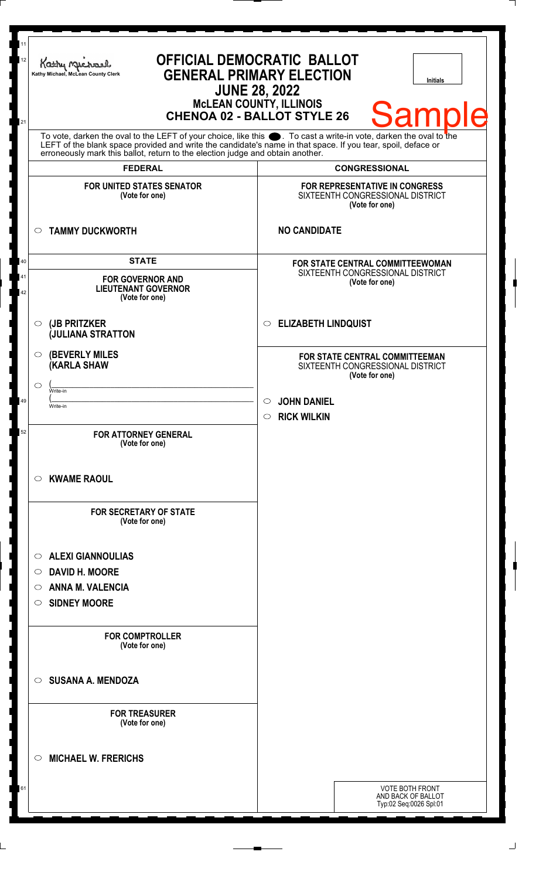Kathy Michael, McLean County Clerk

# OFFICIAL DEMOCRATIC BALLOT
## GENERAL PRIMARY ELECTION
## JUNE 28, 2022
### McLEAN COUNTY, ILLINOIS
### CHENOA 02 - BALLOT STYLE 26

Initials

Sample

To vote, darken the oval to the LEFT of your choice, like this ●. To cast a write-in vote, darken the oval to the LEFT of the blank space provided and write the candidate's name in that space. If you tear, spoil, deface or erroneously mark this ballot, return to the election judge and obtain another.

## FEDERAL

**FOR UNITED STATES SENATOR**
(Vote for one)

○ **TAMMY DUCKWORTH**

## STATE

**FOR GOVERNOR AND LIEUTENANT GOVERNOR**
(Vote for one)

○ **(JB PRITZKER**
**(JULIANA STRATTON**

○ **(BEVERLY MILES**
**(KARLA SHAW**

○ (\_\_\_\_\_\_\_\_\_\_\_\_\_\_\_\_\_\_\_\_
Write-in
(\_\_\_\_\_\_\_\_\_\_\_\_\_\_\_\_\_\_\_\_
Write-in

**FOR ATTORNEY GENERAL**
(Vote for one)

○ **KWAME RAOUL**

**FOR SECRETARY OF STATE**
(Vote for one)

○ **ALEXI GIANNOULIAS**
○ **DAVID H. MOORE**
○ **ANNA M. VALENCIA**
○ **SIDNEY MOORE**

**FOR COMPTROLLER**
(Vote for one)

○ **SUSANA A. MENDOZA**

**FOR TREASURER**
(Vote for one)

○ **MICHAEL W. FRERICHS**

## CONGRESSIONAL

**FOR REPRESENTATIVE IN CONGRESS**
SIXTEENTH CONGRESSIONAL DISTRICT
(Vote for one)

**NO CANDIDATE**

**FOR STATE CENTRAL COMMITTEEWOMAN**
SIXTEENTH CONGRESSIONAL DISTRICT
(Vote for one)

○ **ELIZABETH LINDQUIST**

**FOR STATE CENTRAL COMMITTEEMAN**
SIXTEENTH CONGRESSIONAL DISTRICT
(Vote for one)

○ **JOHN DANIEL**
○ **RICK WILKIN**

VOTE BOTH FRONT AND BACK OF BALLOT
Typ:02 Seq:0026 Spl:01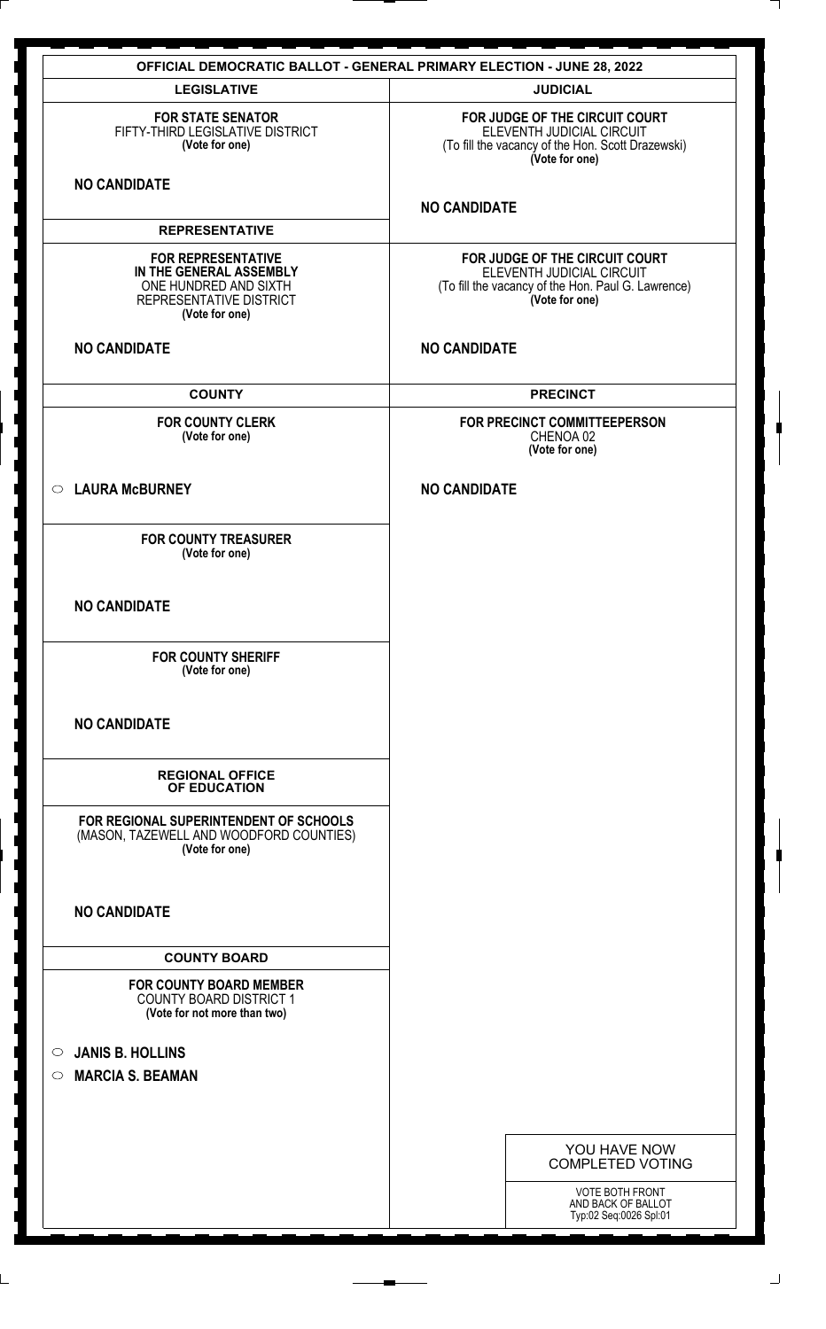## OFFICIAL DEMOCRATIC BALLOT - GENERAL PRIMARY ELECTION - JUNE 28, 2022

### LEGISLATIVE

**FOR STATE SENATOR**
FIFTY-THIRD LEGISLATIVE DISTRICT
**(Vote for one)**

**NO CANDIDATE**

### REPRESENTATIVE

**FOR REPRESENTATIVE IN THE GENERAL ASSEMBLY**
ONE HUNDRED AND SIXTH REPRESENTATIVE DISTRICT
**(Vote for one)**

**NO CANDIDATE**

### COUNTY

**FOR COUNTY CLERK**
**(Vote for one)**

- ○ **LAURA McBURNEY**

**FOR COUNTY TREASURER**
**(Vote for one)**

**NO CANDIDATE**

**FOR COUNTY SHERIFF**
**(Vote for one)**

**NO CANDIDATE**

### REGIONAL OFFICE OF EDUCATION

**FOR REGIONAL SUPERINTENDENT OF SCHOOLS**
(MASON, TAZEWELL AND WOODFORD COUNTIES)
**(Vote for one)**

**NO CANDIDATE**

### COUNTY BOARD

**FOR COUNTY BOARD MEMBER**
COUNTY BOARD DISTRICT 1
**(Vote for not more than two)**

- ○ **JANIS B. HOLLINS**
- ○ **MARCIA S. BEAMAN**

### JUDICIAL

**FOR JUDGE OF THE CIRCUIT COURT**
ELEVENTH JUDICIAL CIRCUIT
(To fill the vacancy of the Hon. Scott Drazewski)
**(Vote for one)**

**NO CANDIDATE**

**FOR JUDGE OF THE CIRCUIT COURT**
ELEVENTH JUDICIAL CIRCUIT
(To fill the vacancy of the Hon. Paul G. Lawrence)
**(Vote for one)**

**NO CANDIDATE**

### PRECINCT

**FOR PRECINCT COMMITTEEPERSON**
CHENOA 02
**(Vote for one)**

**NO CANDIDATE**

YOU HAVE NOW COMPLETED VOTING

VOTE BOTH FRONT AND BACK OF BALLOT
Typ:02 Seq:0026 Spl:01